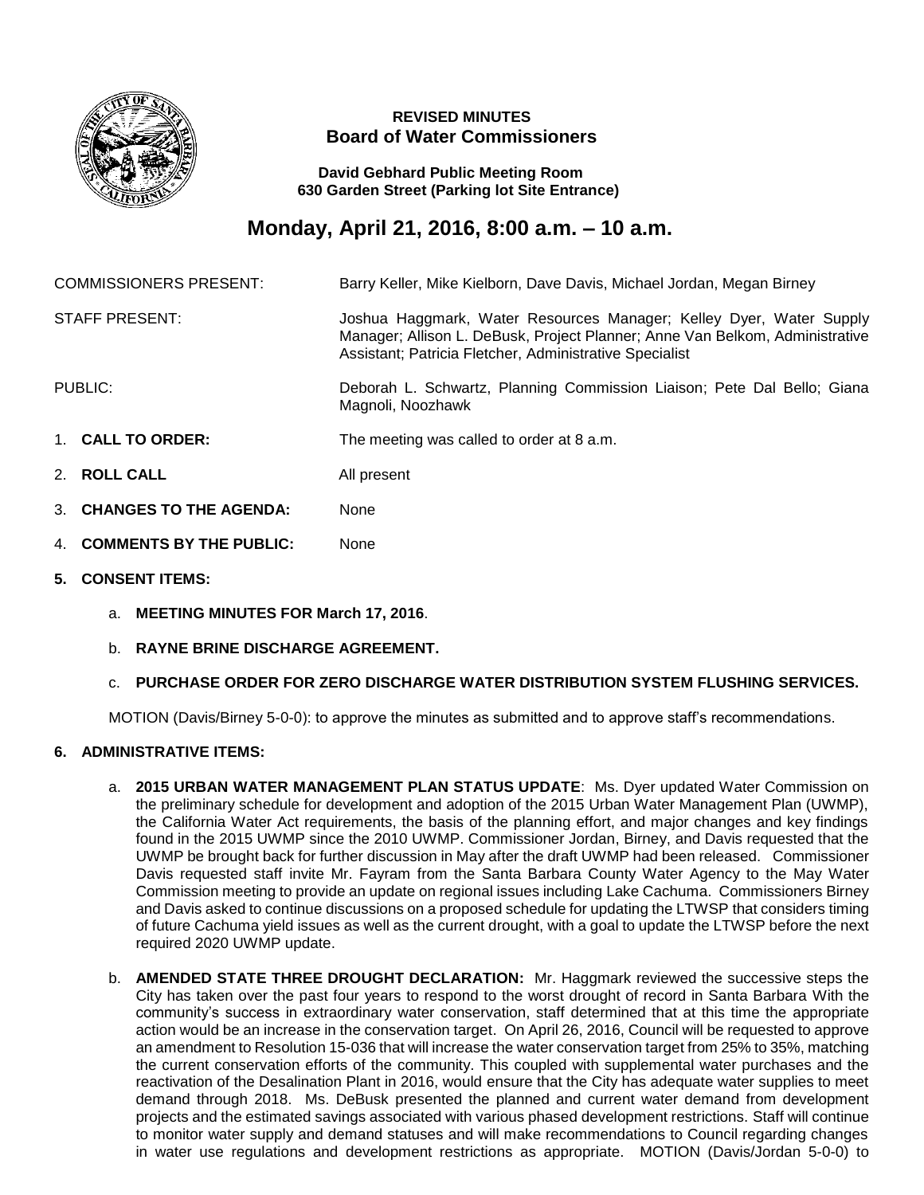**REVISED MINUTES**
**Board of Water Commissioners**

**David Gebhard Public Meeting Room**
**630 Garden Street (Parking lot Site Entrance)**

## Monday, April 21, 2016, 8:00 a.m. – 10 a.m.

COMMISSIONERS PRESENT: Barry Keller, Mike Kielborn, Dave Davis, Michael Jordan, Megan Birney

STAFF PRESENT: Joshua Haggmark, Water Resources Manager; Kelley Dyer, Water Supply Manager; Allison L. DeBusk, Project Planner; Anne Van Belkom, Administrative Assistant; Patricia Fletcher, Administrative Specialist

PUBLIC: Deborah L. Schwartz, Planning Commission Liaison; Pete Dal Bello; Giana Magnoli, Noozhawk

1. **CALL TO ORDER:** The meeting was called to order at 8 a.m.
2. **ROLL CALL** All present
3. **CHANGES TO THE AGENDA:** None
4. **COMMENTS BY THE PUBLIC:** None
5. **CONSENT ITEMS:**

   a. **MEETING MINUTES FOR March 17, 2016**.

   b. **RAYNE BRINE DISCHARGE AGREEMENT.**

   c. **PURCHASE ORDER FOR ZERO DISCHARGE WATER DISTRIBUTION SYSTEM FLUSHING SERVICES.**

   MOTION (Davis/Birney 5-0-0): to approve the minutes as submitted and to approve staff's recommendations.

6. **ADMINISTRATIVE ITEMS:**

   a. **2015 URBAN WATER MANAGEMENT PLAN STATUS UPDATE**: Ms. Dyer updated Water Commission on the preliminary schedule for development and adoption of the 2015 Urban Water Management Plan (UWMP), the California Water Act requirements, the basis of the planning effort, and major changes and key findings found in the 2015 UWMP since the 2010 UWMP. Commissioner Jordan, Birney, and Davis requested that the UWMP be brought back for further discussion in May after the draft UWMP had been released. Commissioner Davis requested staff invite Mr. Fayram from the Santa Barbara County Water Agency to the May Water Commission meeting to provide an update on regional issues including Lake Cachuma. Commissioners Birney and Davis asked to continue discussions on a proposed schedule for updating the LTWSP that considers timing of future Cachuma yield issues as well as the current drought, with a goal to update the LTWSP before the next required 2020 UWMP update.

   b. **AMENDED STATE THREE DROUGHT DECLARATION:** Mr. Haggmark reviewed the successive steps the City has taken over the past four years to respond to the worst drought of record in Santa Barbara With the community's success in extraordinary water conservation, staff determined that at this time the appropriate action would be an increase in the conservation target. On April 26, 2016, Council will be requested to approve an amendment to Resolution 15-036 that will increase the water conservation target from 25% to 35%, matching the current conservation efforts of the community. This coupled with supplemental water purchases and the reactivation of the Desalination Plant in 2016, would ensure that the City has adequate water supplies to meet demand through 2018. Ms. DeBusk presented the planned and current water demand from development projects and the estimated savings associated with various phased development restrictions. Staff will continue to monitor water supply and demand statuses and will make recommendations to Council regarding changes in water use regulations and development restrictions as appropriate. MOTION (Davis/Jordan 5-0-0) to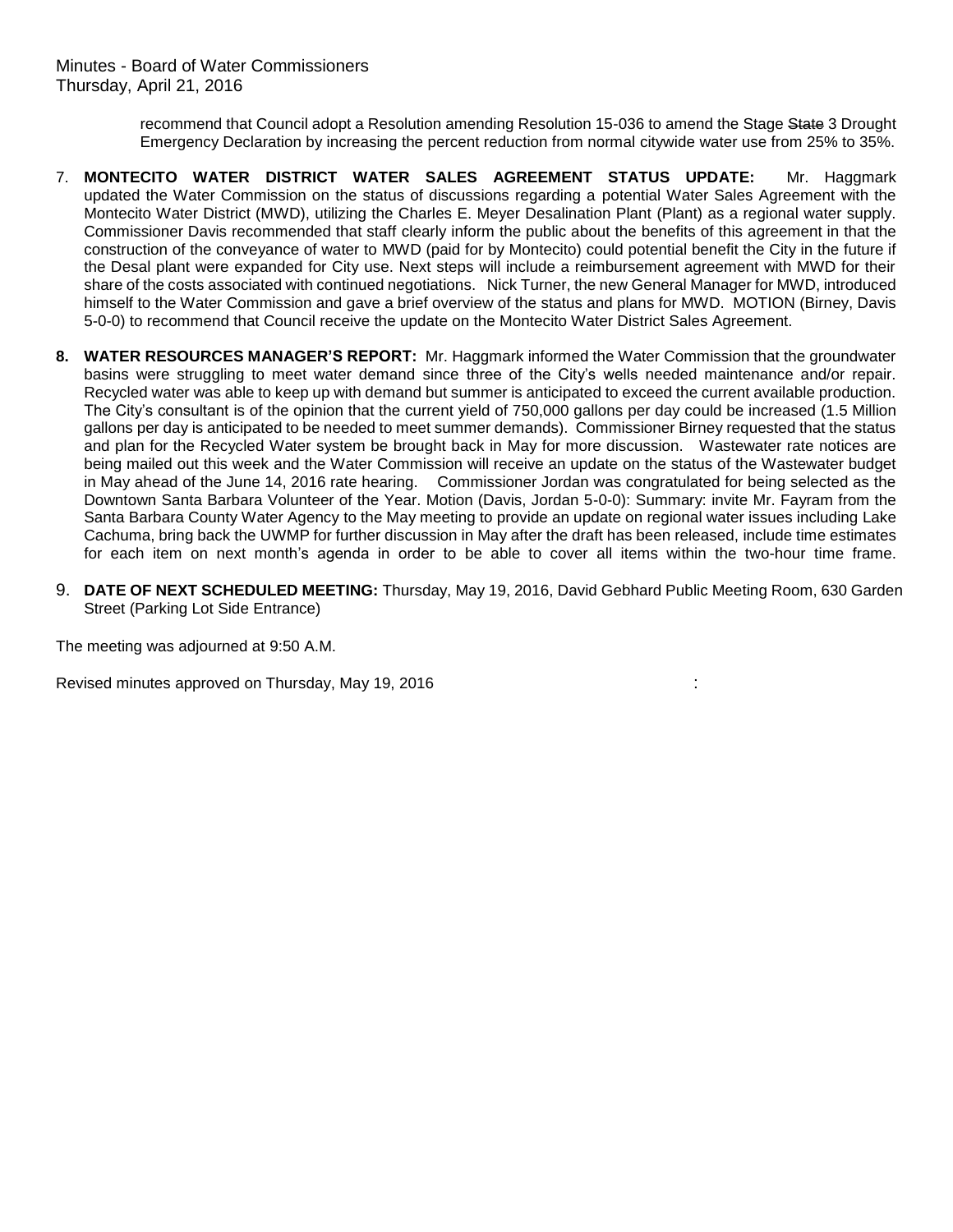recommend that Council adopt a Resolution amending Resolution 15-036 to amend the Stage ~~State~~ 3 Drought Emergency Declaration by increasing the percent reduction from normal citywide water use from 25% to 35%.

7. **MONTECITO WATER DISTRICT WATER SALES AGREEMENT STATUS UPDATE:** Mr. Haggmark updated the Water Commission on the status of discussions regarding a potential Water Sales Agreement with the Montecito Water District (MWD), utilizing the Charles E. Meyer Desalination Plant (Plant) as a regional water supply. Commissioner Davis recommended that staff clearly inform the public about the benefits of this agreement in that the construction of the conveyance of water to MWD (paid for by Montecito) could potential benefit the City in the future if the Desal plant were expanded for City use. Next steps will include a reimbursement agreement with MWD for their share of the costs associated with continued negotiations. Nick Turner, the new General Manager for MWD, introduced himself to the Water Commission and gave a brief overview of the status and plans for MWD. MOTION (Birney, Davis 5-0-0) to recommend that Council receive the update on the Montecito Water District Sales Agreement.

8. **WATER RESOURCES MANAGER'S REPORT:** Mr. Haggmark informed the Water Commission that the groundwater basins were struggling to meet water demand since three of the City's wells needed maintenance and/or repair. Recycled water was able to keep up with demand but summer is anticipated to exceed the current available production. The City's consultant is of the opinion that the current yield of 750,000 gallons per day could be increased (1.5 Million gallons per day is anticipated to be needed to meet summer demands). Commissioner Birney requested that the status and plan for the Recycled Water system be brought back in May for more discussion. Wastewater rate notices are being mailed out this week and the Water Commission will receive an update on the status of the Wastewater budget in May ahead of the June 14, 2016 rate hearing. Commissioner Jordan was congratulated for being selected as the Downtown Santa Barbara Volunteer of the Year. Motion (Davis, Jordan 5-0-0): Summary: invite Mr. Fayram from the Santa Barbara County Water Agency to the May meeting to provide an update on regional water issues including Lake Cachuma, bring back the UWMP for further discussion in May after the draft has been released, include time estimates for each item on next month's agenda in order to be able to cover all items within the two-hour time frame.

9. **DATE OF NEXT SCHEDULED MEETING:** Thursday, May 19, 2016, David Gebhard Public Meeting Room, 630 Garden Street (Parking Lot Side Entrance)

The meeting was adjourned at 9:50 A.M.

Revised minutes approved on Thursday, May 19, 2016 :